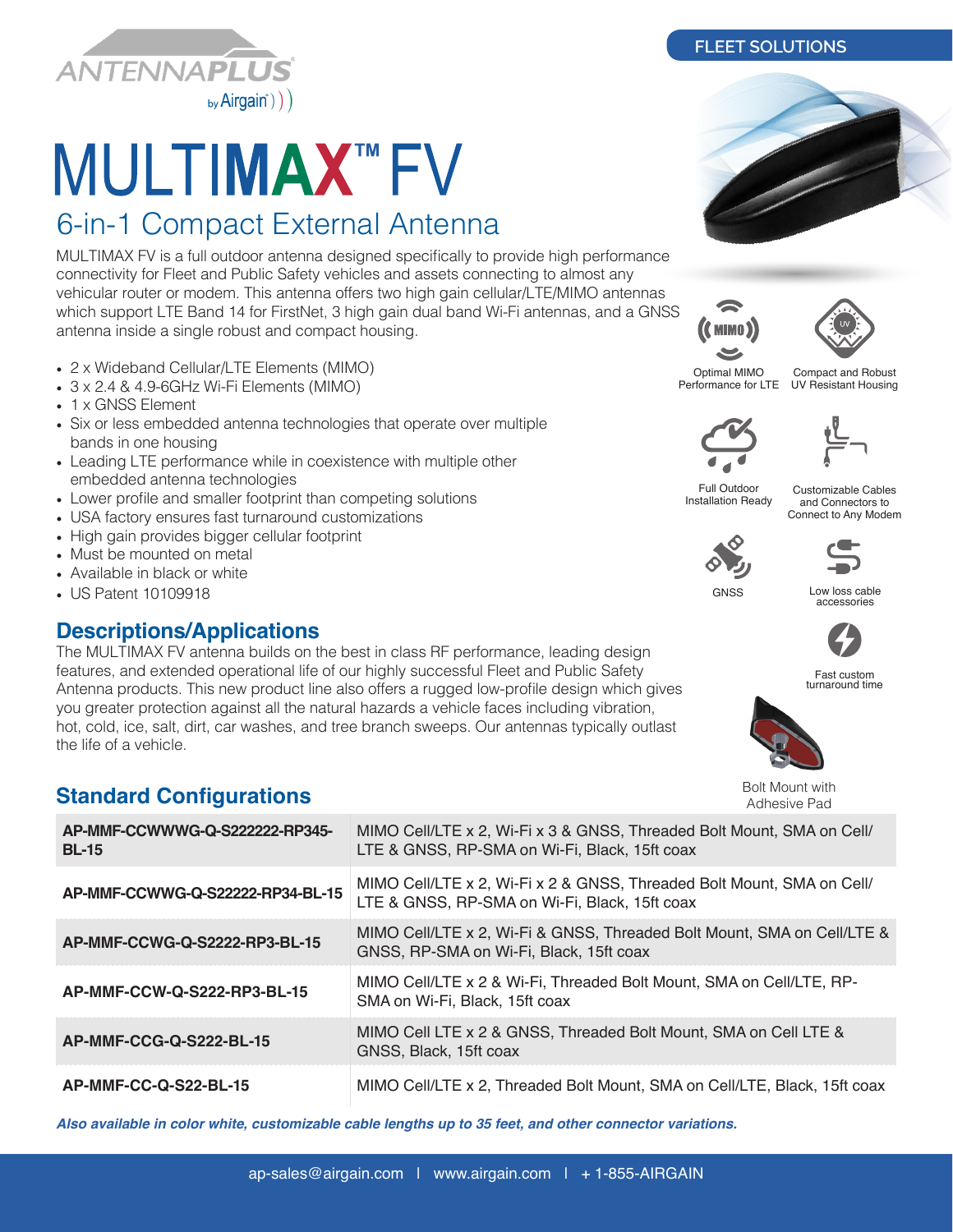FLEET SOLUTIONS

ANTENNAPLUS by Airgain

# MULTIMAX™ FV

## 6-in-1 Compact External Antenna

MULTIMAX FV is a full outdoor antenna designed specifically to provide high performance connectivity for Fleet and Public Safety vehicles and assets connecting to almost any vehicular router or modem. This antenna offers two high gain cellular/LTE/MIMO antennas which support LTE Band 14 for FirstNet, 3 high gain dual band Wi-Fi antennas, and a GNSS antenna inside a single robust and compact housing.

- 2 x Wideband Cellular/LTE Elements (MIMO)
- 3 x 2.4 & 4.9-6GHz Wi-Fi Elements (MIMO)
- 1 x GNSS Element
- Six or less embedded antenna technologies that operate over multiple bands in one housing
- Leading LTE performance while in coexistence with multiple other embedded antenna technologies
- Lower profile and smaller footprint than competing solutions
- USA factory ensures fast turnaround customizations
- High gain provides bigger cellular footprint
- Must be mounted on metal
- Available in black or white
- US Patent 10109918

Optimal MIMO Performance for LTE

Compact and Robust UV Resistant Housing

Full Outdoor Installation Ready

Customizable Cables and Connectors to Connect to Any Modem

GNSS

Low loss cable accessories

Fast custom turnaround time

Bolt Mount with Adhesive Pad

## Descriptions/Applications

The MULTIMAX FV antenna builds on the best in class RF performance, leading design features, and extended operational life of our highly successful Fleet and Public Safety Antenna products. This new product line also offers a rugged low-profile design which gives you greater protection against all the natural hazards a vehicle faces including vibration, hot, cold, ice, salt, dirt, car washes, and tree branch sweeps. Our antennas typically outlast the life of a vehicle.

## Standard Configurations

| Part Number | Description |
|---|---|
| **AP-MMF-CCWWWG-Q-S222222-RP345-BL-15** | MIMO Cell/LTE x 2, Wi-Fi x 3 & GNSS, Threaded Bolt Mount, SMA on Cell/LTE & GNSS, RP-SMA on Wi-Fi, Black, 15ft coax |
| **AP-MMF-CCWWG-Q-S22222-RP34-BL-15** | MIMO Cell/LTE x 2, Wi-Fi x 2 & GNSS, Threaded Bolt Mount, SMA on Cell/LTE & GNSS, RP-SMA on Wi-Fi, Black, 15ft coax |
| **AP-MMF-CCWG-Q-S2222-RP3-BL-15** | MIMO Cell/LTE x 2, Wi-Fi & GNSS, Threaded Bolt Mount, SMA on Cell/LTE & GNSS, RP-SMA on Wi-Fi, Black, 15ft coax |
| **AP-MMF-CCW-Q-S222-RP3-BL-15** | MIMO Cell/LTE x 2 & Wi-Fi, Threaded Bolt Mount, SMA on Cell/LTE, RP-SMA on Wi-Fi, Black, 15ft coax |
| **AP-MMF-CCG-Q-S222-BL-15** | MIMO Cell LTE x 2 & GNSS, Threaded Bolt Mount, SMA on Cell LTE & GNSS, Black, 15ft coax |
| **AP-MMF-CC-Q-S22-BL-15** | MIMO Cell/LTE x 2, Threaded Bolt Mount, SMA on Cell/LTE, Black, 15ft coax |

***Also available in color white, customizable cable lengths up to 35 feet, and other connector variations.***

ap-sales@airgain.com | www.airgain.com | + 1-855-AIRGAIN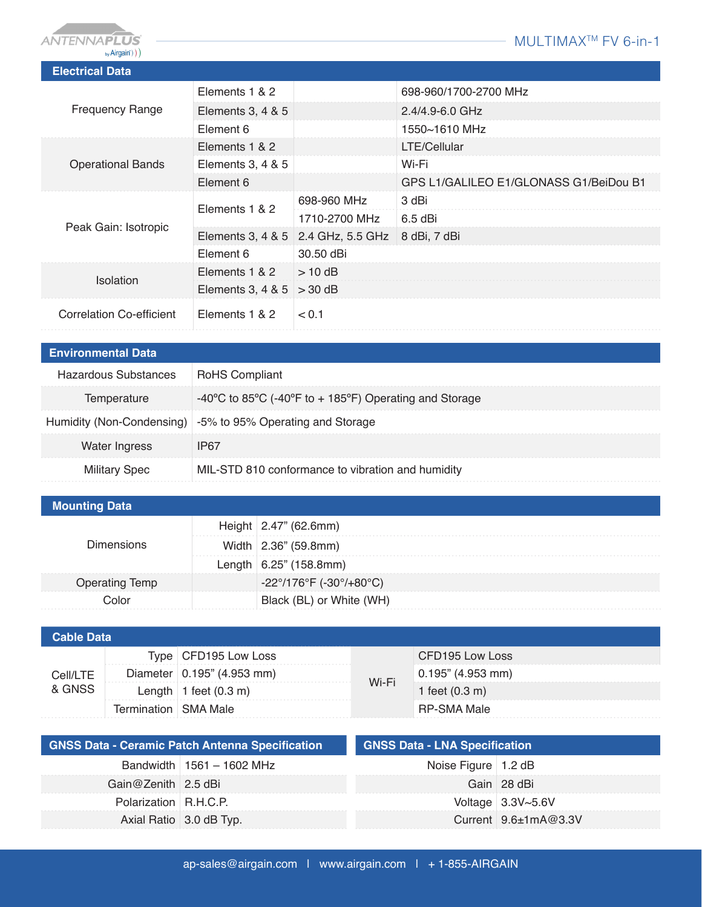## Electrical Data

| | | | |
|---|---|---|---|
| Frequency Range | Elements 1 & 2 | | 698-960/1700-2700 MHz |
| | Elements 3, 4 & 5 | | 2.4/4.9-6.0 GHz |
| | Element 6 | | 1550~1610 MHz |
| Operational Bands | Elements 1 & 2 | | LTE/Cellular |
| | Elements 3, 4 & 5 | | Wi-Fi |
| | Element 6 | | GPS L1/GALILEO E1/GLONASS G1/BeiDou B1 |
| Peak Gain: Isotropic | Elements 1 & 2 | 698-960 MHz | 3 dBi |
| | | 1710-2700 MHz | 6.5 dBi |
| | Elements 3, 4 & 5 | 2.4 GHz, 5.5 GHz | 8 dBi, 7 dBi |
| | Element 6 | 30.50 dBi | |
| Isolation | Elements 1 & 2 | > 10 dB | |
| | Elements 3, 4 & 5 | > 30 dB | |
| Correlation Co-efficient | Elements 1 & 2 | < 0.1 | |

## Environmental Data

| | |
|---|---|
| Hazardous Substances | RoHS Compliant |
| Temperature | -40°C to 85°C (-40°F to + 185°F) Operating and Storage |
| Humidity (Non-Condensing) | -5% to 95% Operating and Storage |
| Water Ingress | IP67 |
| Military Spec | MIL-STD 810 conformance to vibration and humidity |

## Mounting Data

| | | |
|---|---|---|
| Dimensions | Height | 2.47" (62.6mm) |
| | Width | 2.36" (59.8mm) |
| | Length | 6.25" (158.8mm) |
| Operating Temp | | -22°/176°F (-30°/+80°C) |
| Color | | Black (BL) or White (WH) |

## Cable Data

| | | | | |
|---|---|---|---|---|
| Cell/LTE & GNSS | Type | CFD195 Low Loss | Wi-Fi | CFD195 Low Loss |
| | Diameter | 0.195" (4.953 mm) | | 0.195" (4.953 mm) |
| | Length | 1 feet (0.3 m) | | 1 feet (0.3 m) |
| | Termination | SMA Male | | RP-SMA Male |

## GNSS Data - Ceramic Patch Antenna Specification

| | |
|---|---|
| Bandwidth | 1561 – 1602 MHz |
| Gain@Zenith | 2.5 dBi |
| Polarization | R.H.C.P. |
| Axial Ratio | 3.0 dB Typ. |

## GNSS Data - LNA Specification

| | |
|---|---|
| Noise Figure | 1.2 dB |
| Gain | 28 dBi |
| Voltage | 3.3V~5.6V |
| Current | 9.6±1mA@3.3V |

ap-sales@airgain.com | www.airgain.com | + 1-855-AIRGAIN